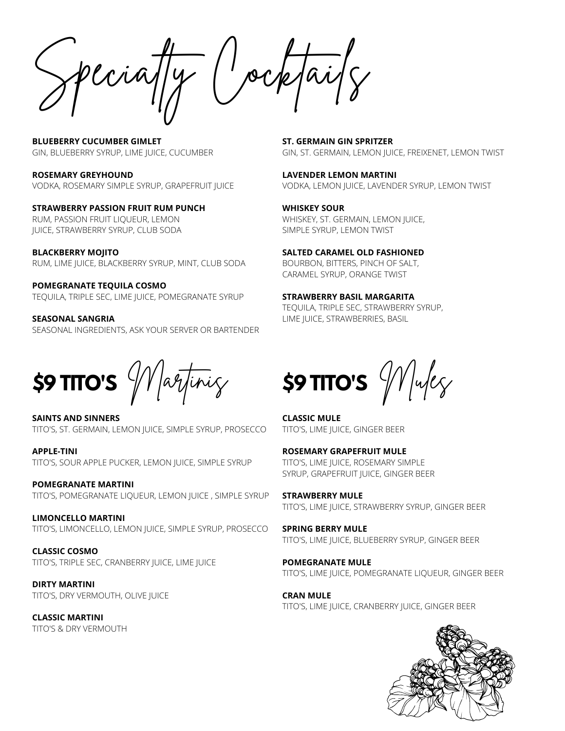# Specialty Cocktails

**BLUEBERRY CUCUMBER GIMLET**
GIN, BLUEBERRY SYRUP, LIME JUICE, CUCUMBER

**ROSEMARY GREYHOUND**
VODKA, ROSEMARY SIMPLE SYRUP, GRAPEFRUIT JUICE

**STRAWBERRY PASSION FRUIT RUM PUNCH**
RUM, PASSION FRUIT LIQUEUR, LEMON JUICE, STRAWBERRY SYRUP, CLUB SODA

**BLACKBERRY MOJITO**
RUM, LIME JUICE, BLACKBERRY SYRUP, MINT, CLUB SODA

**POMEGRANATE TEQUILA COSMO**
TEQUILA, TRIPLE SEC, LIME JUICE, POMEGRANATE SYRUP

**SEASONAL SANGRIA**
SEASONAL INGREDIENTS, ASK YOUR SERVER OR BARTENDER

**ST. GERMAIN GIN SPRITZER**
GIN, ST. GERMAIN, LEMON JUICE, FREIXENET, LEMON TWIST

**LAVENDER LEMON MARTINI**
VODKA, LEMON JUICE, LAVENDER SYRUP, LEMON TWIST

**WHISKEY SOUR**
WHISKEY, ST. GERMAIN, LEMON JUICE, SIMPLE SYRUP, LEMON TWIST

**SALTED CARAMEL OLD FASHIONED**
BOURBON, BITTERS, PINCH OF SALT, CARAMEL SYRUP, ORANGE TWIST

**STRAWBERRY BASIL MARGARITA**
TEQUILA, TRIPLE SEC, STRAWBERRY SYRUP, LIME JUICE, STRAWBERRIES, BASIL

## $9 TITO'S Martinis

**SAINTS AND SINNERS**
TITO'S, ST. GERMAIN, LEMON JUICE, SIMPLE SYRUP, PROSECCO

**APPLE-TINI**
TITO'S, SOUR APPLE PUCKER, LEMON JUICE, SIMPLE SYRUP

**POMEGRANATE MARTINI**
TITO'S, POMEGRANATE LIQUEUR, LEMON JUICE , SIMPLE SYRUP

**LIMONCELLO MARTINI**
TITO'S, LIMONCELLO, LEMON JUICE, SIMPLE SYRUP, PROSECCO

**CLASSIC COSMO**
TITO'S, TRIPLE SEC, CRANBERRY JUICE, LIME JUICE

**DIRTY MARTINI**
TITO'S, DRY VERMOUTH, OLIVE JUICE

**CLASSIC MARTINI**
TITO'S & DRY VERMOUTH

## $9 TITO'S Mules

**CLASSIC MULE**
TITO'S, LIME JUICE, GINGER BEER

**ROSEMARY GRAPEFRUIT MULE**
TITO'S, LIME JUICE, ROSEMARY SIMPLE SYRUP, GRAPEFRUIT JUICE, GINGER BEER

**STRAWBERRY MULE**
TITO'S, LIME JUICE, STRAWBERRY SYRUP, GINGER BEER

**SPRING BERRY MULE**
TITO'S, LIME JUICE, BLUEBERRY SYRUP, GINGER BEER

**POMEGRANATE MULE**
TITO'S, LIME JUICE, POMEGRANATE LIQUEUR, GINGER BEER

**CRAN MULE**
TITO'S, LIME JUICE, CRANBERRY JUICE, GINGER BEER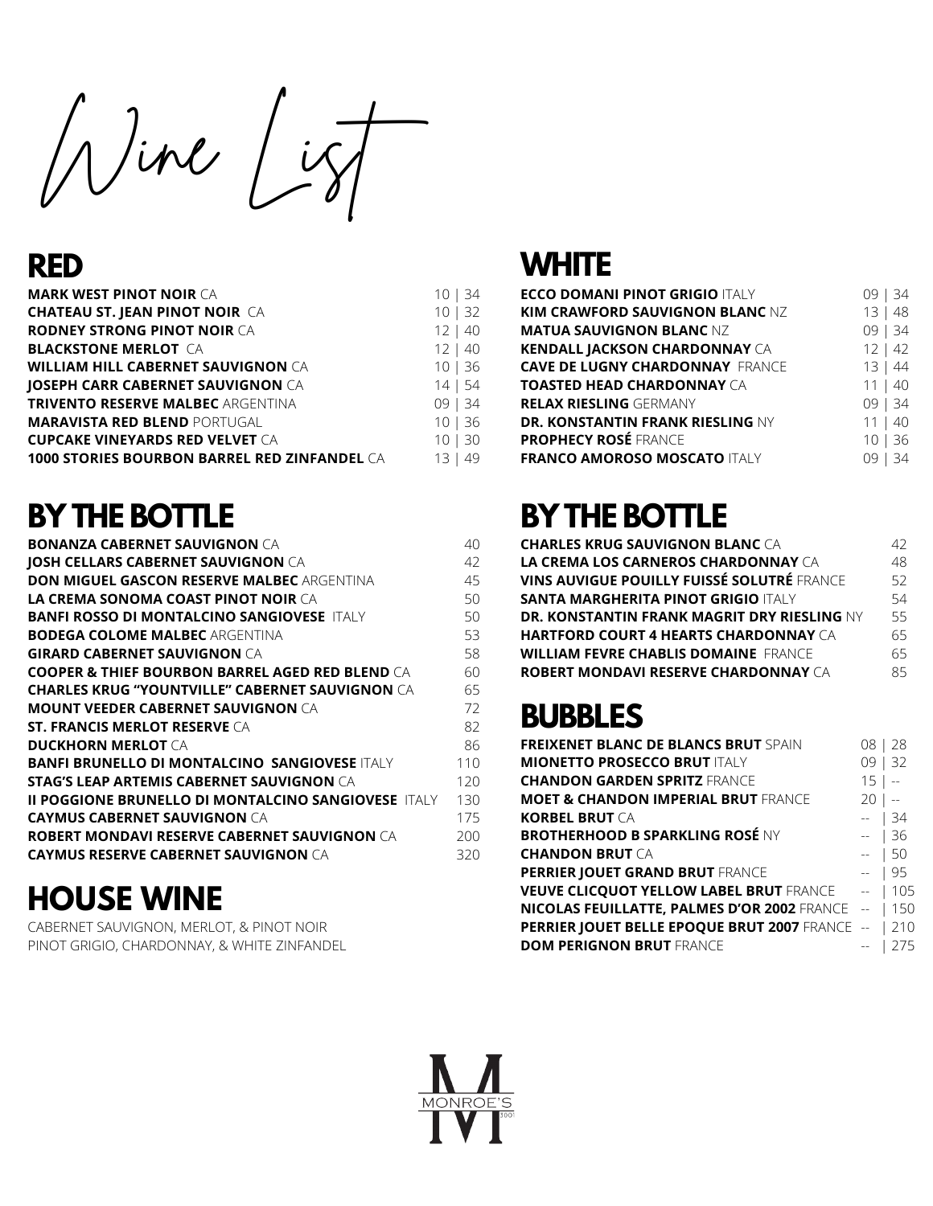# Wine List

## RED

| | |
|---|---|
| **MARK WEST PINOT NOIR** CA | 10 \| 34 |
| **CHATEAU ST. JEAN PINOT NOIR** CA | 10 \| 32 |
| **RODNEY STRONG PINOT NOIR** CA | 12 \| 40 |
| **BLACKSTONE MERLOT** CA | 12 \| 40 |
| **WILLIAM HILL CABERNET SAUVIGNON** CA | 10 \| 36 |
| **JOSEPH CARR CABERNET SAUVIGNON** CA | 14 \| 54 |
| **TRIVENTO RESERVE MALBEC** ARGENTINA | 09 \| 34 |
| **MARAVISTA RED BLEND** PORTUGAL | 10 \| 36 |
| **CUPCAKE VINEYARDS RED VELVET** CA | 10 \| 30 |
| **1000 STORIES BOURBON BARREL RED ZINFANDEL** CA | 13 \| 49 |

## BY THE BOTTLE

| | |
|---|---|
| **BONANZA CABERNET SAUVIGNON** CA | 40 |
| **JOSH CELLARS CABERNET SAUVIGNON** CA | 42 |
| **DON MIGUEL GASCON RESERVE MALBEC** ARGENTINA | 45 |
| **LA CREMA SONOMA COAST PINOT NOIR** CA | 50 |
| **BANFI ROSSO DI MONTALCINO SANGIOVESE** ITALY | 50 |
| **BODEGA COLOME MALBEC** ARGENTINA | 53 |
| **GIRARD CABERNET SAUVIGNON** CA | 58 |
| **COOPER & THIEF BOURBON BARREL AGED RED BLEND** CA | 60 |
| **CHARLES KRUG "YOUNTVILLE" CABERNET SAUVIGNON** CA | 65 |
| **MOUNT VEEDER CABERNET SAUVIGNON** CA | 72 |
| **ST. FRANCIS MERLOT RESERVE** CA | 82 |
| **DUCKHORN MERLOT** CA | 86 |
| **BANFI BRUNELLO DI MONTALCINO SANGIOVESE** ITALY | 110 |
| **STAG'S LEAP ARTEMIS CABERNET SAUVIGNON** CA | 120 |
| **II POGGIONE BRUNELLO DI MONTALCINO SANGIOVESE** ITALY | 130 |
| **CAYMUS CABERNET SAUVIGNON** CA | 175 |
| **ROBERT MONDAVI RESERVE CABERNET SAUVIGNON** CA | 200 |
| **CAYMUS RESERVE CABERNET SAUVIGNON** CA | 320 |

## HOUSE WINE

CABERNET SAUVIGNON, MERLOT, & PINOT NOIR
PINOT GRIGIO, CHARDONNAY, & WHITE ZINFANDEL

## WHITE

| | |
|---|---|
| **ECCO DOMANI PINOT GRIGIO** ITALY | 09 \| 34 |
| **KIM CRAWFORD SAUVIGNON BLANC** NZ | 13 \| 48 |
| **MATUA SAUVIGNON BLANC** NZ | 09 \| 34 |
| **KENDALL JACKSON CHARDONNAY** CA | 12 \| 42 |
| **CAVE DE LUGNY CHARDONNAY** FRANCE | 13 \| 44 |
| **TOASTED HEAD CHARDONNAY** CA | 11 \| 40 |
| **RELAX RIESLING** GERMANY | 09 \| 34 |
| **DR. KONSTANTIN FRANK RIESLING** NY | 11 \| 40 |
| **PROPHECY ROSÉ** FRANCE | 10 \| 36 |
| **FRANCO AMOROSO MOSCATO** ITALY | 09 \| 34 |

## BY THE BOTTLE

| | |
|---|---|
| **CHARLES KRUG SAUVIGNON BLANC** CA | 42 |
| **LA CREMA LOS CARNEROS CHARDONNAY** CA | 48 |
| **VINS AUVIGUE POUILLY FUISSÉ SOLUTRÉ** FRANCE | 52 |
| **SANTA MARGHERITA PINOT GRIGIO** ITALY | 54 |
| **DR. KONSTANTIN FRANK MAGRIT DRY RIESLING** NY | 55 |
| **HARTFORD COURT 4 HEARTS CHARDONNAY** CA | 65 |
| **WILLIAM FEVRE CHABLIS DOMAINE** FRANCE | 65 |
| **ROBERT MONDAVI RESERVE CHARDONNAY** CA | 85 |

## BUBBLES

| | |
|---|---|
| **FREIXENET BLANC DE BLANCS BRUT** SPAIN | 08 \| 28 |
| **MIONETTO PROSECCO BRUT** ITALY | 09 \| 32 |
| **CHANDON GARDEN SPRITZ** FRANCE | 15 \| -- |
| **MOET & CHANDON IMPERIAL BRUT** FRANCE | 20 \| -- |
| **KORBEL BRUT** CA | -- \| 34 |
| **BROTHERHOOD B SPARKLING ROSÉ** NY | -- \| 36 |
| **CHANDON BRUT** CA | -- \| 50 |
| **PERRIER JOUET GRAND BRUT** FRANCE | -- \| 95 |
| **VEUVE CLICQUOT YELLOW LABEL BRUT** FRANCE | -- \| 105 |
| **NICOLAS FEUILLATTE, PALMES D'OR 2002** FRANCE | -- \| 150 |
| **PERRIER JOUET BELLE EPOQUE BRUT 2007** FRANCE | -- \| 210 |
| **DOM PERIGNON BRUT** FRANCE | -- \| 275 |

MONROE'S